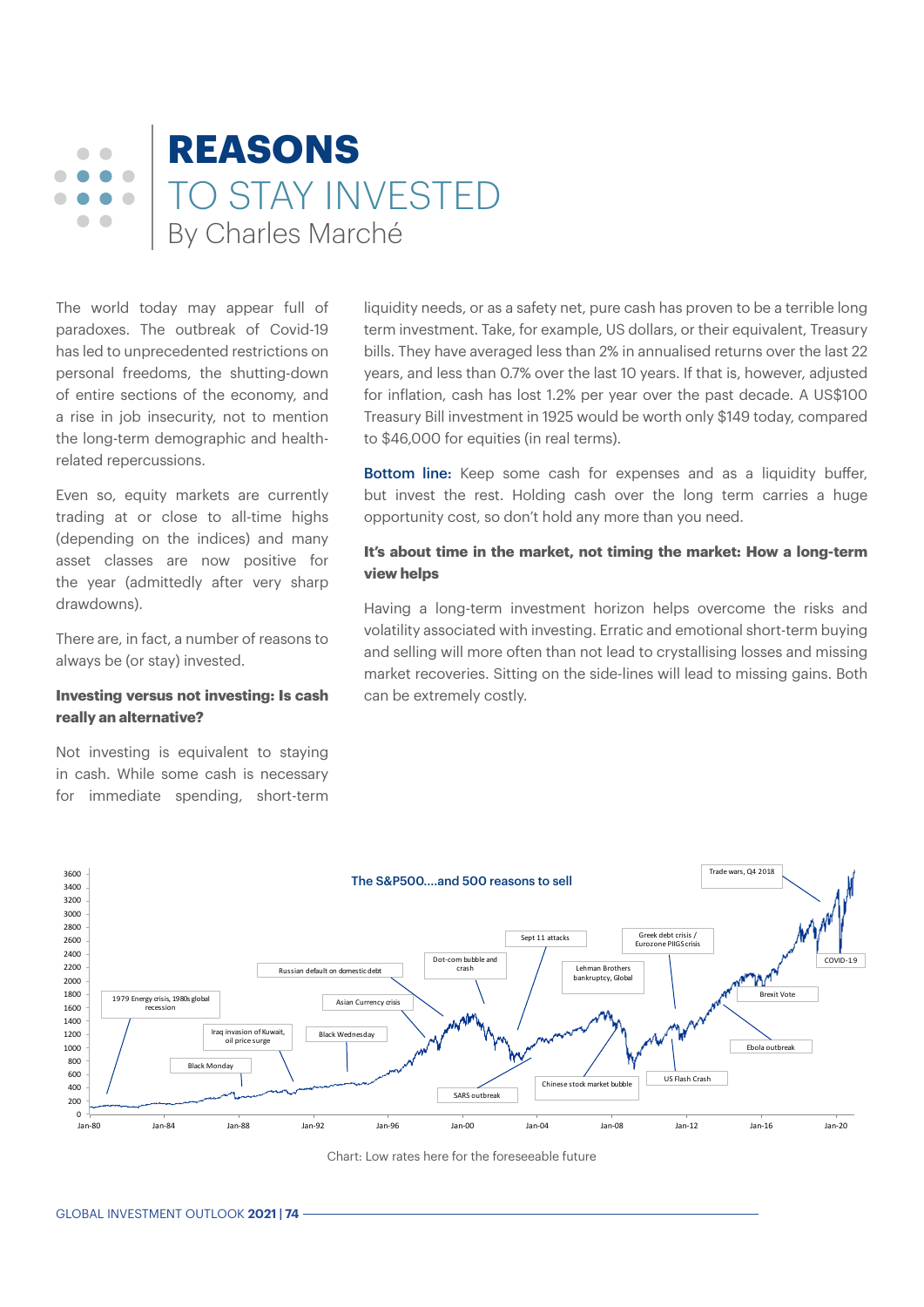# REASONS TO STAY INVESTED

By Charles Marché

The world today may appear full of paradoxes. The outbreak of Covid-19 has led to unprecedented restrictions on personal freedoms, the shutting-down of entire sections of the economy, and a rise in job insecurity, not to mention the long-term demographic and health-related repercussions.

Even so, equity markets are currently trading at or close to all-time highs (depending on the indices) and many asset classes are now positive for the year (admittedly after very sharp drawdowns).

There are, in fact, a number of reasons to always be (or stay) invested.

**Investing versus not investing: Is cash really an alternative?**

Not investing is equivalent to staying in cash. While some cash is necessary for immediate spending, short-term liquidity needs, or as a safety net, pure cash has proven to be a terrible long term investment. Take, for example, US dollars, or their equivalent, Treasury bills. They have averaged less than 2% in annualised returns over the last 22 years, and less than 0.7% over the last 10 years. If that is, however, adjusted for inflation, cash has lost 1.2% per year over the past decade. A US$100 Treasury Bill investment in 1925 would be worth only $149 today, compared to $46,000 for equities (in real terms).

**Bottom line:** Keep some cash for expenses and as a liquidity buffer, but invest the rest. Holding cash over the long term carries a huge opportunity cost, so don't hold any more than you need.

**It's about time in the market, not timing the market: How a long-term view helps**

Having a long-term investment horizon helps overcome the risks and volatility associated with investing. Erratic and emotional short-term buying and selling will more often than not lead to crystallising losses and missing market recoveries. Sitting on the side-lines will lead to missing gains. Both can be extremely costly.

Chart: Low rates here for the foreseeable future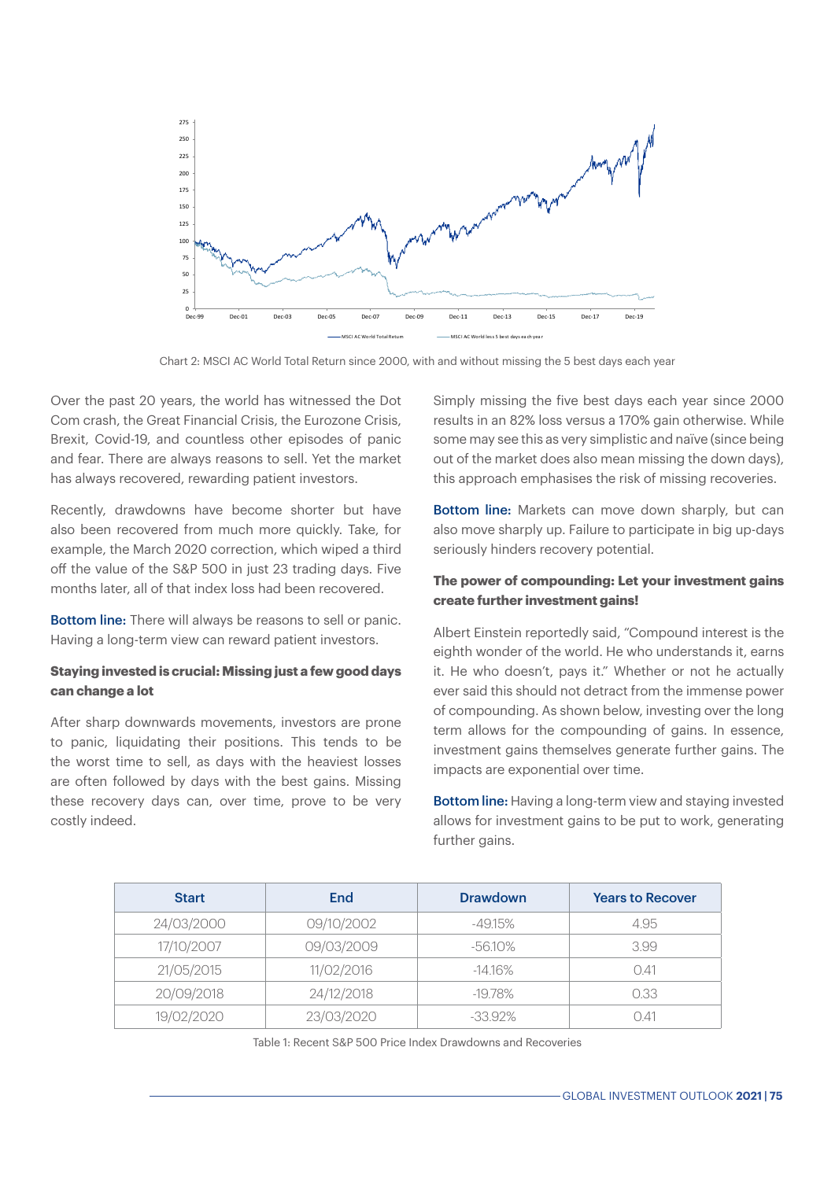Chart 2: MSCI AC World Total Return since 2000, with and without missing the 5 best days each year

Over the past 20 years, the world has witnessed the Dot Com crash, the Great Financial Crisis, the Eurozone Crisis, Brexit, Covid-19, and countless other episodes of panic and fear. There are always reasons to sell. Yet the market has always recovered, rewarding patient investors.

Recently, drawdowns have become shorter but have also been recovered from much more quickly. Take, for example, the March 2020 correction, which wiped a third off the value of the S&P 500 in just 23 trading days. Five months later, all of that index loss had been recovered.

**Bottom line:** There will always be reasons to sell or panic. Having a long-term view can reward patient investors.

**Staying invested is crucial: Missing just a few good days can change a lot**

After sharp downwards movements, investors are prone to panic, liquidating their positions. This tends to be the worst time to sell, as days with the heaviest losses are often followed by days with the best gains. Missing these recovery days can, over time, prove to be very costly indeed.

Simply missing the five best days each year since 2000 results in an 82% loss versus a 170% gain otherwise. While some may see this as very simplistic and naïve (since being out of the market does also mean missing the down days), this approach emphasises the risk of missing recoveries.

**Bottom line:** Markets can move down sharply, but can also move sharply up. Failure to participate in big up-days seriously hinders recovery potential.

**The power of compounding: Let your investment gains create further investment gains!**

Albert Einstein reportedly said, "Compound interest is the eighth wonder of the world. He who understands it, earns it. He who doesn't, pays it." Whether or not he actually ever said this should not detract from the immense power of compounding. As shown below, investing over the long term allows for the compounding of gains. In essence, investment gains themselves generate further gains. The impacts are exponential over time.

**Bottom line:** Having a long-term view and staying invested allows for investment gains to be put to work, generating further gains.

| Start | End | Drawdown | Years to Recover |
|---|---|---|---|
| 24/03/2000 | 09/10/2002 | -49.15% | 4.95 |
| 17/10/2007 | 09/03/2009 | -56.10% | 3.99 |
| 21/05/2015 | 11/02/2016 | -14.16% | 0.41 |
| 20/09/2018 | 24/12/2018 | -19.78% | 0.33 |
| 19/02/2020 | 23/03/2020 | -33.92% | 0.41 |

Table 1: Recent S&P 500 Price Index Drawdowns and Recoveries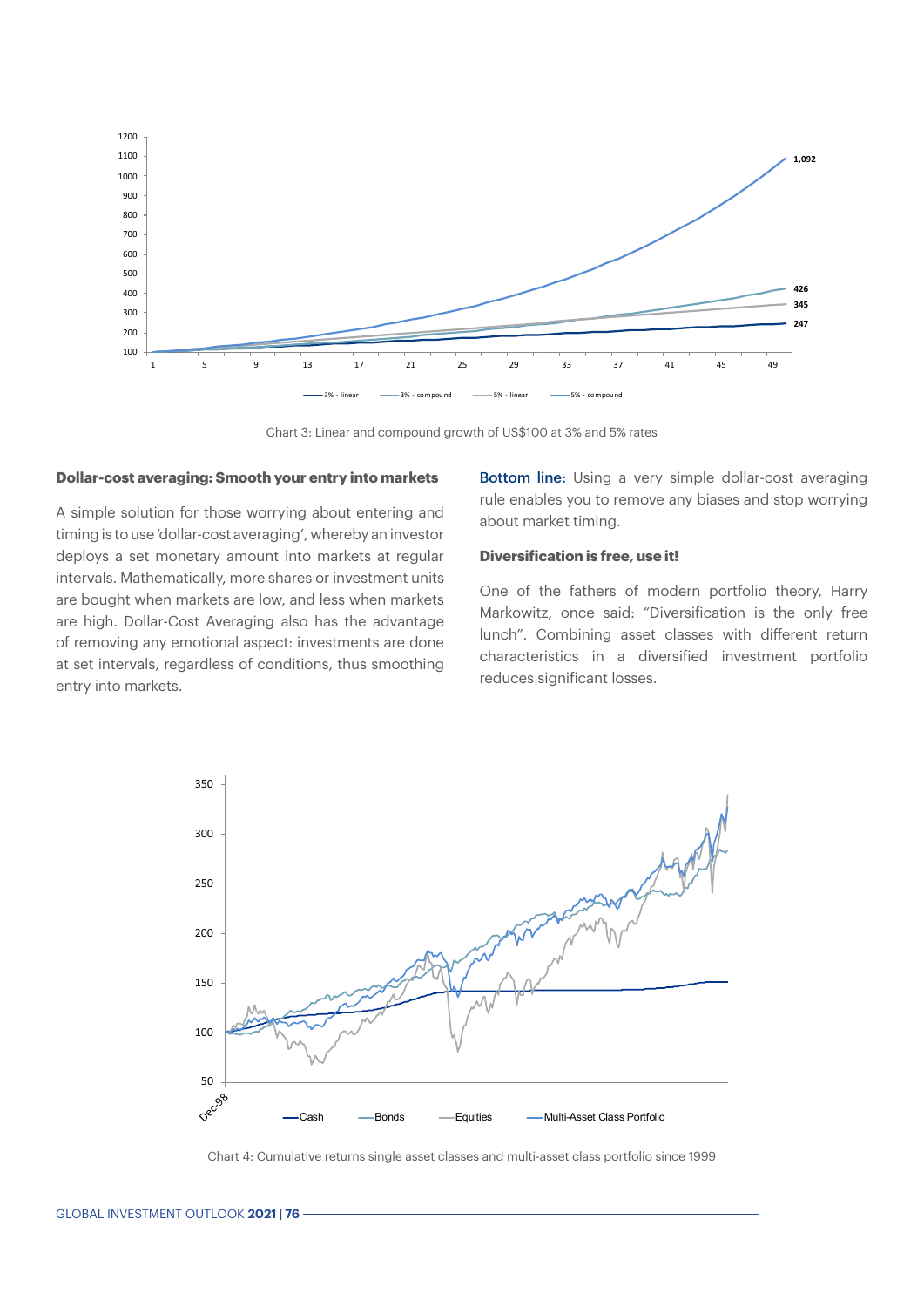Chart 3: Linear and compound growth of US$100 at 3% and 5% rates

**Dollar-cost averaging: Smooth your entry into markets**

A simple solution for those worrying about entering and timing is to use 'dollar-cost averaging', whereby an investor deploys a set monetary amount into markets at regular intervals. Mathematically, more shares or investment units are bought when markets are low, and less when markets are high. Dollar-Cost Averaging also has the advantage of removing any emotional aspect: investments are done at set intervals, regardless of conditions, thus smoothing entry into markets.

**Bottom line:** Using a very simple dollar-cost averaging rule enables you to remove any biases and stop worrying about market timing.

**Diversification is free, use it!**

One of the fathers of modern portfolio theory, Harry Markowitz, once said: "Diversification is the only free lunch". Combining asset classes with different return characteristics in a diversified investment portfolio reduces significant losses.

Chart 4: Cumulative returns single asset classes and multi-asset class portfolio since 1999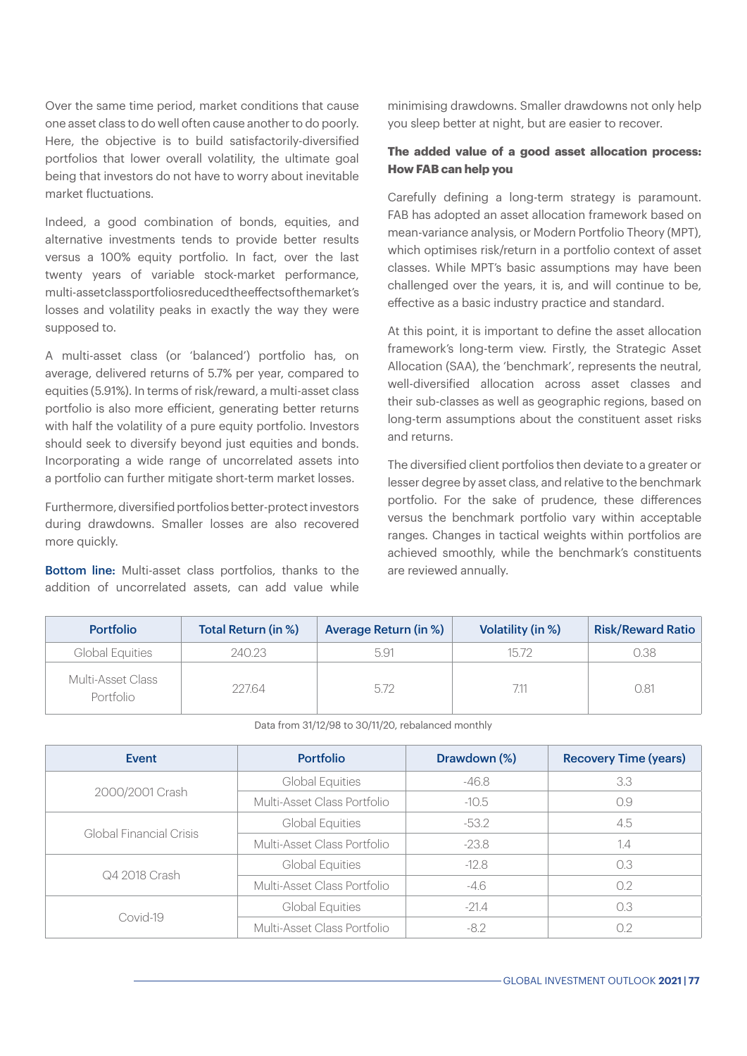Over the same time period, market conditions that cause one asset class to do well often cause another to do poorly. Here, the objective is to build satisfactorily-diversified portfolios that lower overall volatility, the ultimate goal being that investors do not have to worry about inevitable market fluctuations.

Indeed, a good combination of bonds, equities, and alternative investments tends to provide better results versus a 100% equity portfolio. In fact, over the last twenty years of variable stock-market performance, multi-assetclassportfoliosreducedtheeffectsofthemarket's losses and volatility peaks in exactly the way they were supposed to.

A multi-asset class (or 'balanced') portfolio has, on average, delivered returns of 5.7% per year, compared to equities (5.91%). In terms of risk/reward, a multi-asset class portfolio is also more efficient, generating better returns with half the volatility of a pure equity portfolio. Investors should seek to diversify beyond just equities and bonds. Incorporating a wide range of uncorrelated assets into a portfolio can further mitigate short-term market losses.

Furthermore, diversified portfolios better-protect investors during drawdowns. Smaller losses are also recovered more quickly.

**Bottom line:** Multi-asset class portfolios, thanks to the addition of uncorrelated assets, can add value while minimising drawdowns. Smaller drawdowns not only help you sleep better at night, but are easier to recover.

### The added value of a good asset allocation process: How FAB can help you

Carefully defining a long-term strategy is paramount. FAB has adopted an asset allocation framework based on mean-variance analysis, or Modern Portfolio Theory (MPT), which optimises risk/return in a portfolio context of asset classes. While MPT's basic assumptions may have been challenged over the years, it is, and will continue to be, effective as a basic industry practice and standard.

At this point, it is important to define the asset allocation framework's long-term view. Firstly, the Strategic Asset Allocation (SAA), the 'benchmark', represents the neutral, well-diversified allocation across asset classes and their sub-classes as well as geographic regions, based on long-term assumptions about the constituent asset risks and returns.

The diversified client portfolios then deviate to a greater or lesser degree by asset class, and relative to the benchmark portfolio. For the sake of prudence, these differences versus the benchmark portfolio vary within acceptable ranges. Changes in tactical weights within portfolios are achieved smoothly, while the benchmark's constituents are reviewed annually.

| Portfolio | Total Return (in %) | Average Return (in %) | Volatility (in %) | Risk/Reward Ratio |
|---|---|---|---|---|
| Global Equities | 240.23 | 5.91 | 15.72 | 0.38 |
| Multi-Asset Class Portfolio | 227.64 | 5.72 | 7.11 | 0.81 |

Data from 31/12/98 to 30/11/20, rebalanced monthly

| Event | Portfolio | Drawdown (%) | Recovery Time (years) |
|---|---|---|---|
| 2000/2001 Crash | Global Equities | -46.8 | 3.3 |
| | Multi-Asset Class Portfolio | -10.5 | 0.9 |
| Global Financial Crisis | Global Equities | -53.2 | 4.5 |
| | Multi-Asset Class Portfolio | -23.8 | 1.4 |
| Q4 2018 Crash | Global Equities | -12.8 | 0.3 |
| | Multi-Asset Class Portfolio | -4.6 | 0.2 |
| Covid-19 | Global Equities | -21.4 | 0.3 |
| | Multi-Asset Class Portfolio | -8.2 | 0.2 |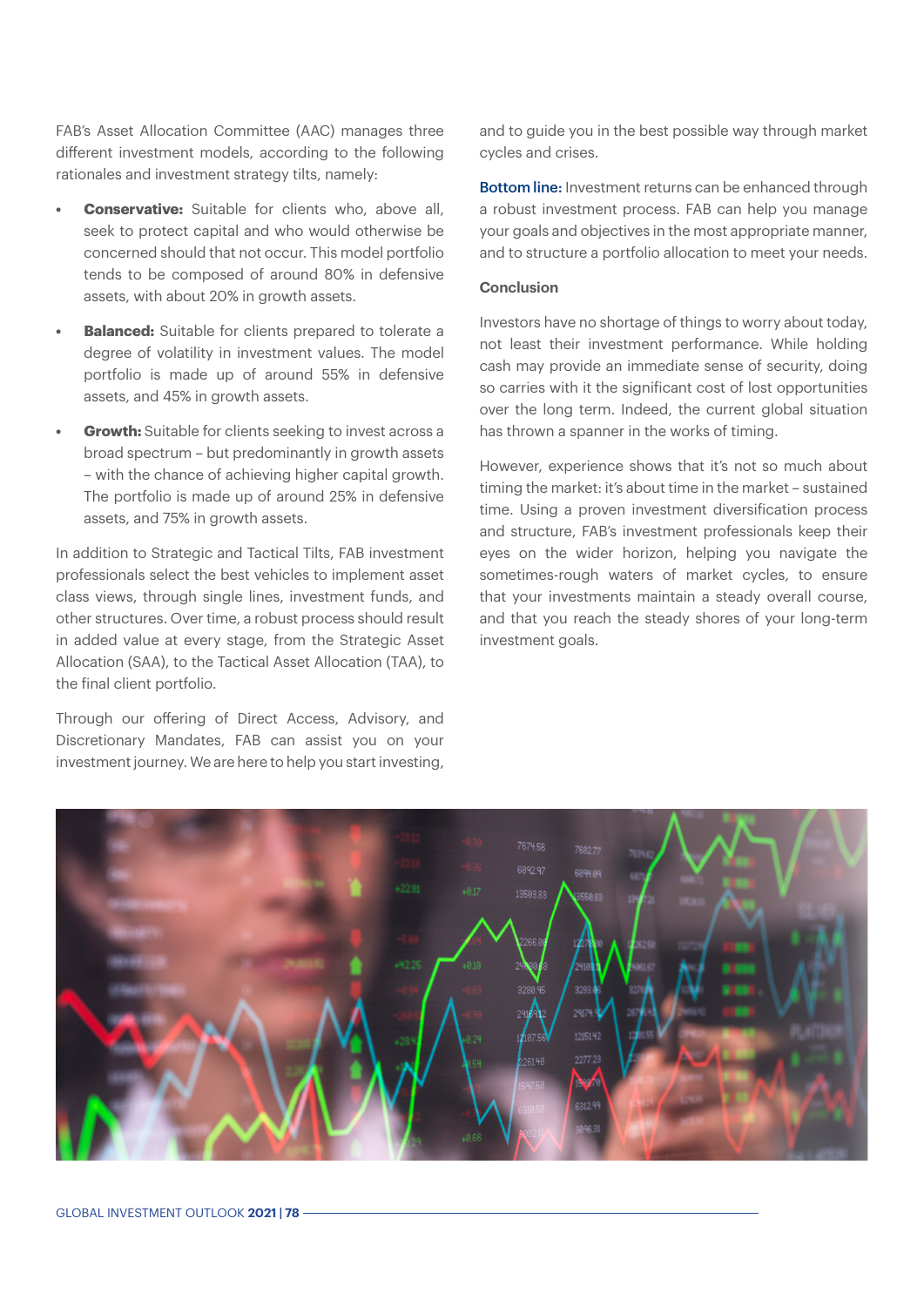FAB's Asset Allocation Committee (AAC) manages three different investment models, according to the following rationales and investment strategy tilts, namely:

- **Conservative:** Suitable for clients who, above all, seek to protect capital and who would otherwise be concerned should that not occur. This model portfolio tends to be composed of around 80% in defensive assets, with about 20% in growth assets.
- **Balanced:** Suitable for clients prepared to tolerate a degree of volatility in investment values. The model portfolio is made up of around 55% in defensive assets, and 45% in growth assets.
- **Growth:** Suitable for clients seeking to invest across a broad spectrum – but predominantly in growth assets – with the chance of achieving higher capital growth. The portfolio is made up of around 25% in defensive assets, and 75% in growth assets.

In addition to Strategic and Tactical Tilts, FAB investment professionals select the best vehicles to implement asset class views, through single lines, investment funds, and other structures. Over time, a robust process should result in added value at every stage, from the Strategic Asset Allocation (SAA), to the Tactical Asset Allocation (TAA), to the final client portfolio.

Through our offering of Direct Access, Advisory, and Discretionary Mandates, FAB can assist you on your investment journey. We are here to help you start investing, and to guide you in the best possible way through market cycles and crises.

**Bottom line:** Investment returns can be enhanced through a robust investment process. FAB can help you manage your goals and objectives in the most appropriate manner, and to structure a portfolio allocation to meet your needs.

### Conclusion

Investors have no shortage of things to worry about today, not least their investment performance. While holding cash may provide an immediate sense of security, doing so carries with it the significant cost of lost opportunities over the long term. Indeed, the current global situation has thrown a spanner in the works of timing.

However, experience shows that it's not so much about timing the market: it's about time in the market – sustained time. Using a proven investment diversification process and structure, FAB's investment professionals keep their eyes on the wider horizon, helping you navigate the sometimes-rough waters of market cycles, to ensure that your investments maintain a steady overall course, and that you reach the steady shores of your long-term investment goals.